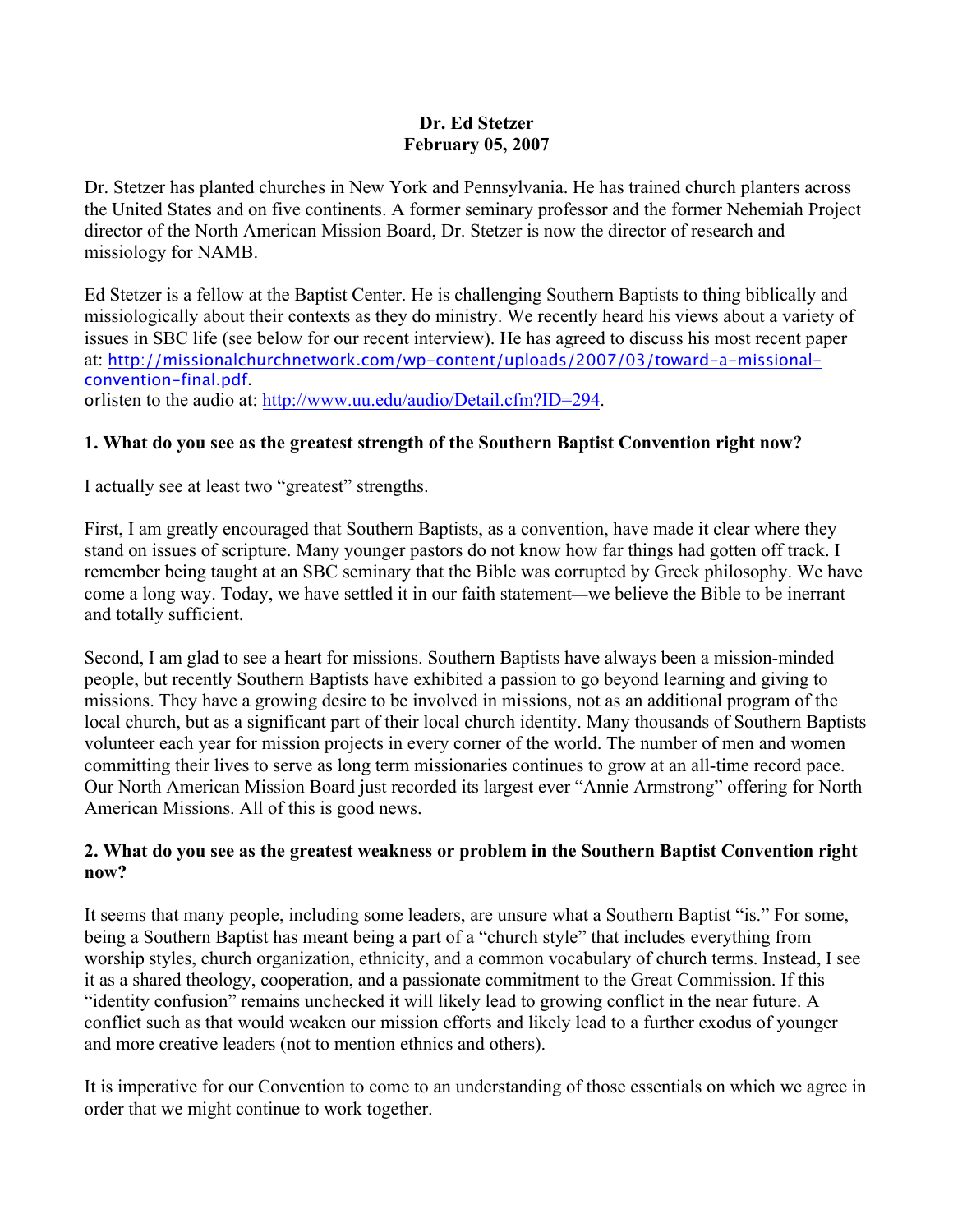**Dr. Ed Stetzer**
**February 05, 2007**

Dr. Stetzer has planted churches in New York and Pennsylvania. He has trained church planters across the United States and on five continents. A former seminary professor and the former Nehemiah Project director of the North American Mission Board, Dr. Stetzer is now the director of research and missiology for NAMB.

Ed Stetzer is a fellow at the Baptist Center. He is challenging Southern Baptists to thing biblically and missiologically about their contexts as they do ministry. We recently heard his views about a variety of issues in SBC life (see below for our recent interview). He has agreed to discuss his most recent paper at: http://missionalchurchnetwork.com/wp-content/uploads/2007/03/toward-a-missional-convention-final.pdf.
orlisten to the audio at: http://www.uu.edu/audio/Detail.cfm?ID=294.

**1. What do you see as the greatest strength of the Southern Baptist Convention right now?**

I actually see at least two "greatest" strengths.

First, I am greatly encouraged that Southern Baptists, as a convention, have made it clear where they stand on issues of scripture. Many younger pastors do not know how far things had gotten off track. I remember being taught at an SBC seminary that the Bible was corrupted by Greek philosophy. We have come a long way. Today, we have settled it in our faith statement—we believe the Bible to be inerrant and totally sufficient.

Second, I am glad to see a heart for missions. Southern Baptists have always been a mission-minded people, but recently Southern Baptists have exhibited a passion to go beyond learning and giving to missions. They have a growing desire to be involved in missions, not as an additional program of the local church, but as a significant part of their local church identity. Many thousands of Southern Baptists volunteer each year for mission projects in every corner of the world. The number of men and women committing their lives to serve as long term missionaries continues to grow at an all-time record pace. Our North American Mission Board just recorded its largest ever "Annie Armstrong" offering for North American Missions. All of this is good news.

**2. What do you see as the greatest weakness or problem in the Southern Baptist Convention right now?**

It seems that many people, including some leaders, are unsure what a Southern Baptist "is." For some, being a Southern Baptist has meant being a part of a "church style" that includes everything from worship styles, church organization, ethnicity, and a common vocabulary of church terms. Instead, I see it as a shared theology, cooperation, and a passionate commitment to the Great Commission. If this "identity confusion" remains unchecked it will likely lead to growing conflict in the near future. A conflict such as that would weaken our mission efforts and likely lead to a further exodus of younger and more creative leaders (not to mention ethnics and others).

It is imperative for our Convention to come to an understanding of those essentials on which we agree in order that we might continue to work together.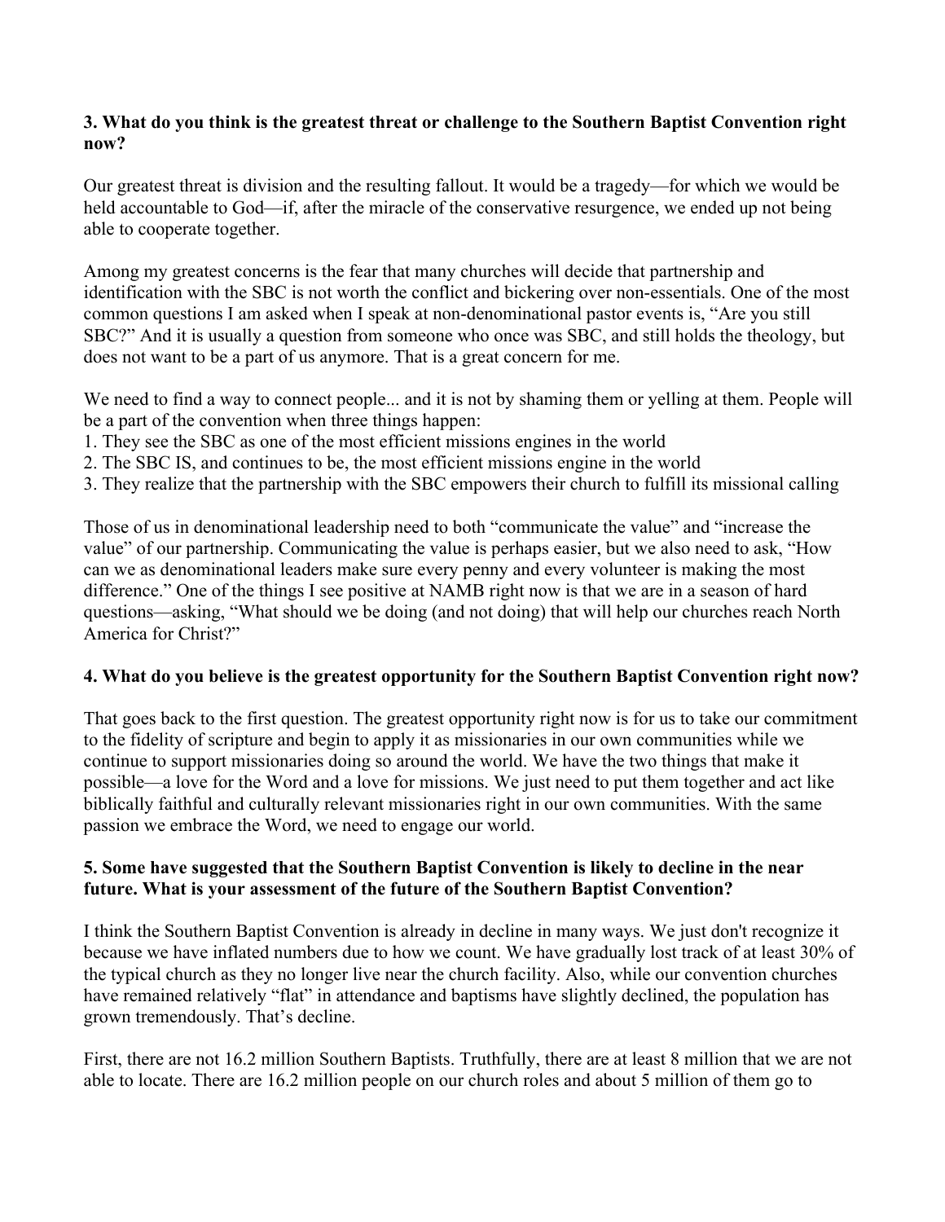**3. What do you think is the greatest threat or challenge to the Southern Baptist Convention right now?**

Our greatest threat is division and the resulting fallout. It would be a tragedy—for which we would be held accountable to God—if, after the miracle of the conservative resurgence, we ended up not being able to cooperate together.

Among my greatest concerns is the fear that many churches will decide that partnership and identification with the SBC is not worth the conflict and bickering over non-essentials. One of the most common questions I am asked when I speak at non-denominational pastor events is, "Are you still SBC?" And it is usually a question from someone who once was SBC, and still holds the theology, but does not want to be a part of us anymore. That is a great concern for me.

We need to find a way to connect people... and it is not by shaming them or yelling at them. People will be a part of the convention when three things happen:
1. They see the SBC as one of the most efficient missions engines in the world
2. The SBC IS, and continues to be, the most efficient missions engine in the world
3. They realize that the partnership with the SBC empowers their church to fulfill its missional calling

Those of us in denominational leadership need to both "communicate the value" and "increase the value" of our partnership. Communicating the value is perhaps easier, but we also need to ask, "How can we as denominational leaders make sure every penny and every volunteer is making the most difference." One of the things I see positive at NAMB right now is that we are in a season of hard questions—asking, "What should we be doing (and not doing) that will help our churches reach North America for Christ?"

**4. What do you believe is the greatest opportunity for the Southern Baptist Convention right now?**

That goes back to the first question. The greatest opportunity right now is for us to take our commitment to the fidelity of scripture and begin to apply it as missionaries in our own communities while we continue to support missionaries doing so around the world. We have the two things that make it possible—a love for the Word and a love for missions. We just need to put them together and act like biblically faithful and culturally relevant missionaries right in our own communities. With the same passion we embrace the Word, we need to engage our world.

**5. Some have suggested that the Southern Baptist Convention is likely to decline in the near future. What is your assessment of the future of the Southern Baptist Convention?**

I think the Southern Baptist Convention is already in decline in many ways. We just don't recognize it because we have inflated numbers due to how we count. We have gradually lost track of at least 30% of the typical church as they no longer live near the church facility. Also, while our convention churches have remained relatively "flat" in attendance and baptisms have slightly declined, the population has grown tremendously. That's decline.

First, there are not 16.2 million Southern Baptists. Truthfully, there are at least 8 million that we are not able to locate. There are 16.2 million people on our church roles and about 5 million of them go to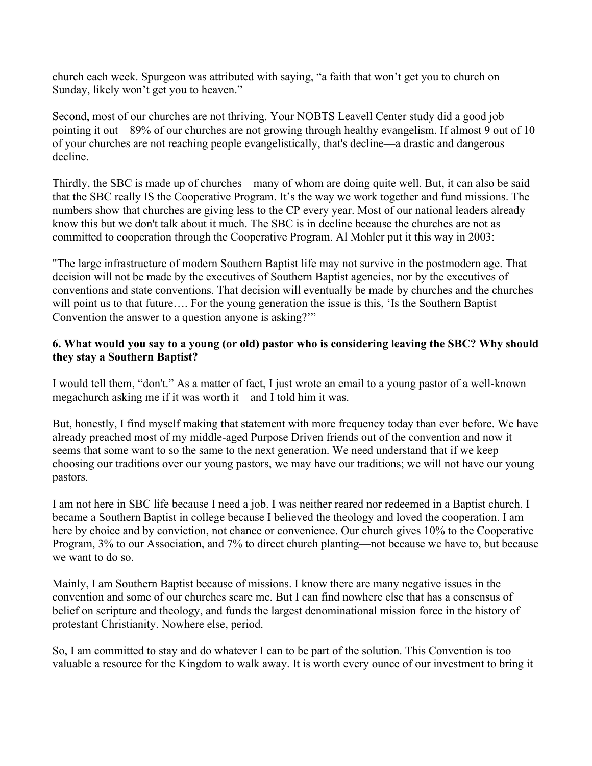church each week. Spurgeon was attributed with saying, "a faith that won't get you to church on Sunday, likely won't get you to heaven."

Second, most of our churches are not thriving. Your NOBTS Leavell Center study did a good job pointing it out—89% of our churches are not growing through healthy evangelism. If almost 9 out of 10 of your churches are not reaching people evangelistically, that's decline—a drastic and dangerous decline.

Thirdly, the SBC is made up of churches—many of whom are doing quite well. But, it can also be said that the SBC really IS the Cooperative Program. It's the way we work together and fund missions. The numbers show that churches are giving less to the CP every year. Most of our national leaders already know this but we don't talk about it much. The SBC is in decline because the churches are not as committed to cooperation through the Cooperative Program. Al Mohler put it this way in 2003:

"The large infrastructure of modern Southern Baptist life may not survive in the postmodern age. That decision will not be made by the executives of Southern Baptist agencies, nor by the executives of conventions and state conventions. That decision will eventually be made by churches and the churches will point us to that future…. For the young generation the issue is this, 'Is the Southern Baptist Convention the answer to a question anyone is asking?'"

**6. What would you say to a young (or old) pastor who is considering leaving the SBC? Why should they stay a Southern Baptist?**

I would tell them, "don't." As a matter of fact, I just wrote an email to a young pastor of a well-known megachurch asking me if it was worth it—and I told him it was.

But, honestly, I find myself making that statement with more frequency today than ever before. We have already preached most of my middle-aged Purpose Driven friends out of the convention and now it seems that some want to so the same to the next generation. We need understand that if we keep choosing our traditions over our young pastors, we may have our traditions; we will not have our young pastors.

I am not here in SBC life because I need a job. I was neither reared nor redeemed in a Baptist church. I became a Southern Baptist in college because I believed the theology and loved the cooperation. I am here by choice and by conviction, not chance or convenience. Our church gives 10% to the Cooperative Program, 3% to our Association, and 7% to direct church planting—not because we have to, but because we want to do so.

Mainly, I am Southern Baptist because of missions. I know there are many negative issues in the convention and some of our churches scare me. But I can find nowhere else that has a consensus of belief on scripture and theology, and funds the largest denominational mission force in the history of protestant Christianity. Nowhere else, period.

So, I am committed to stay and do whatever I can to be part of the solution. This Convention is too valuable a resource for the Kingdom to walk away. It is worth every ounce of our investment to bring it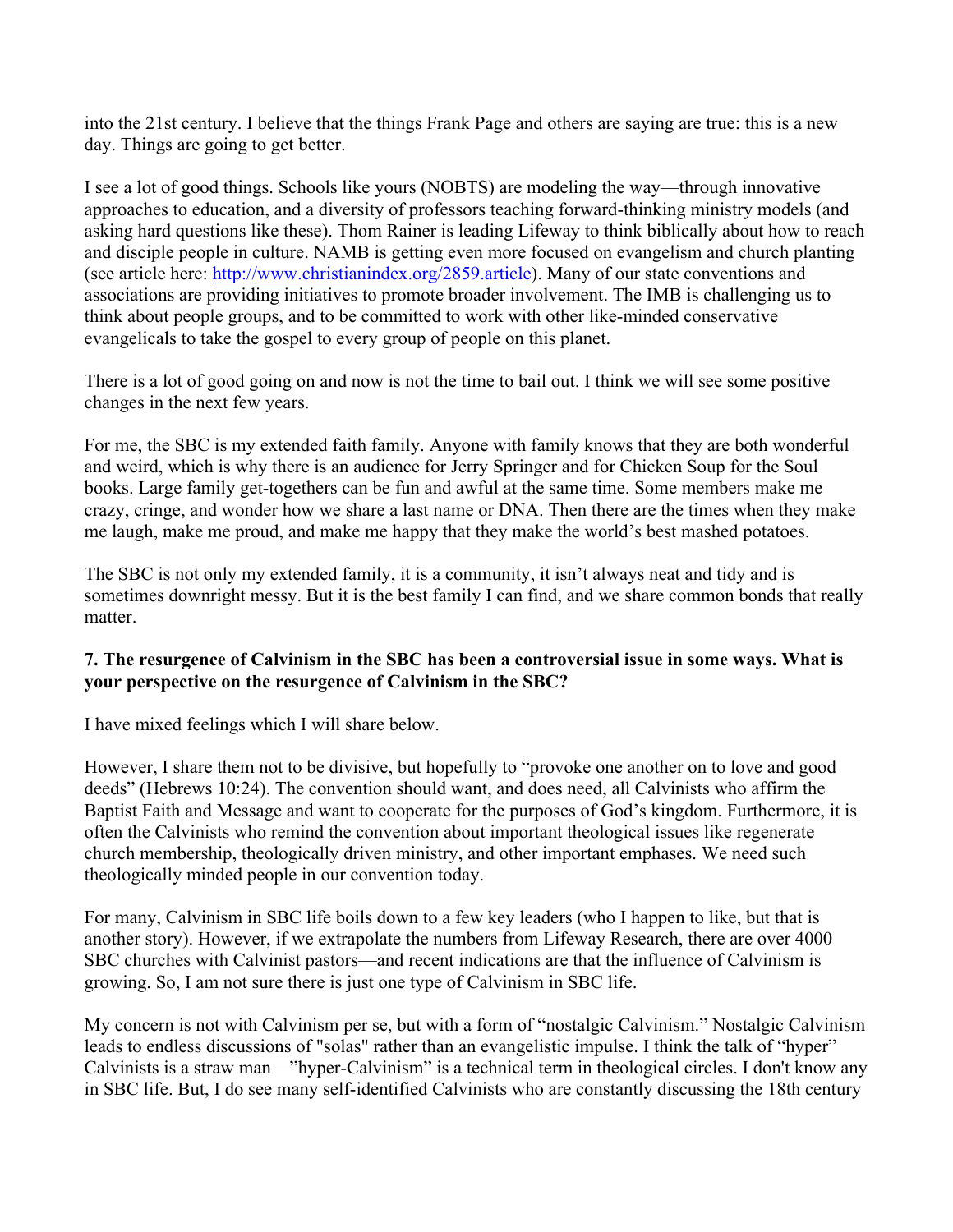into the 21st century. I believe that the things Frank Page and others are saying are true: this is a new day. Things are going to get better.

I see a lot of good things. Schools like yours (NOBTS) are modeling the way—through innovative approaches to education, and a diversity of professors teaching forward-thinking ministry models (and asking hard questions like these). Thom Rainer is leading Lifeway to think biblically about how to reach and disciple people in culture. NAMB is getting even more focused on evangelism and church planting (see article here: http://www.christianindex.org/2859.article). Many of our state conventions and associations are providing initiatives to promote broader involvement. The IMB is challenging us to think about people groups, and to be committed to work with other like-minded conservative evangelicals to take the gospel to every group of people on this planet.

There is a lot of good going on and now is not the time to bail out. I think we will see some positive changes in the next few years.

For me, the SBC is my extended faith family. Anyone with family knows that they are both wonderful and weird, which is why there is an audience for Jerry Springer and for Chicken Soup for the Soul books. Large family get-togethers can be fun and awful at the same time. Some members make me crazy, cringe, and wonder how we share a last name or DNA. Then there are the times when they make me laugh, make me proud, and make me happy that they make the world's best mashed potatoes.

The SBC is not only my extended family, it is a community, it isn't always neat and tidy and is sometimes downright messy. But it is the best family I can find, and we share common bonds that really matter.

**7. The resurgence of Calvinism in the SBC has been a controversial issue in some ways. What is your perspective on the resurgence of Calvinism in the SBC?**

I have mixed feelings which I will share below.

However, I share them not to be divisive, but hopefully to "provoke one another on to love and good deeds" (Hebrews 10:24). The convention should want, and does need, all Calvinists who affirm the Baptist Faith and Message and want to cooperate for the purposes of God's kingdom. Furthermore, it is often the Calvinists who remind the convention about important theological issues like regenerate church membership, theologically driven ministry, and other important emphases. We need such theologically minded people in our convention today.

For many, Calvinism in SBC life boils down to a few key leaders (who I happen to like, but that is another story). However, if we extrapolate the numbers from Lifeway Research, there are over 4000 SBC churches with Calvinist pastors—and recent indications are that the influence of Calvinism is growing. So, I am not sure there is just one type of Calvinism in SBC life.

My concern is not with Calvinism per se, but with a form of "nostalgic Calvinism." Nostalgic Calvinism leads to endless discussions of "solas" rather than an evangelistic impulse. I think the talk of "hyper" Calvinists is a straw man—"hyper-Calvinism" is a technical term in theological circles. I don't know any in SBC life. But, I do see many self-identified Calvinists who are constantly discussing the 18th century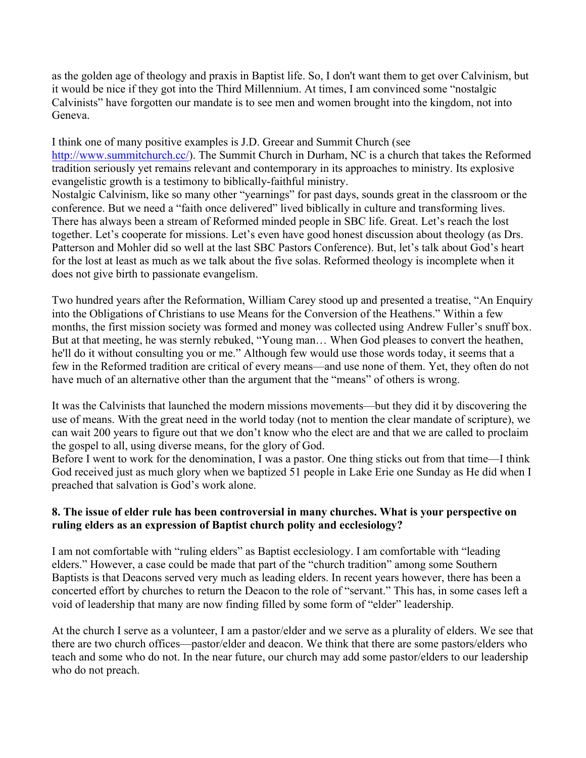as the golden age of theology and praxis in Baptist life. So, I don't want them to get over Calvinism, but it would be nice if they got into the Third Millennium. At times, I am convinced some "nostalgic Calvinists" have forgotten our mandate is to see men and women brought into the kingdom, not into Geneva.

I think one of many positive examples is J.D. Greear and Summit Church (see http://www.summitchurch.cc/). The Summit Church in Durham, NC is a church that takes the Reformed tradition seriously yet remains relevant and contemporary in its approaches to ministry. Its explosive evangelistic growth is a testimony to biblically-faithful ministry.

Nostalgic Calvinism, like so many other "yearnings" for past days, sounds great in the classroom or the conference. But we need a "faith once delivered" lived biblically in culture and transforming lives. There has always been a stream of Reformed minded people in SBC life. Great. Let's reach the lost together. Let's cooperate for missions. Let's even have good honest discussion about theology (as Drs. Patterson and Mohler did so well at the last SBC Pastors Conference). But, let's talk about God's heart for the lost at least as much as we talk about the five solas. Reformed theology is incomplete when it does not give birth to passionate evangelism.

Two hundred years after the Reformation, William Carey stood up and presented a treatise, "An Enquiry into the Obligations of Christians to use Means for the Conversion of the Heathens." Within a few months, the first mission society was formed and money was collected using Andrew Fuller's snuff box. But at that meeting, he was sternly rebuked, "Young man… When God pleases to convert the heathen, he'll do it without consulting you or me." Although few would use those words today, it seems that a few in the Reformed tradition are critical of every means—and use none of them. Yet, they often do not have much of an alternative other than the argument that the "means" of others is wrong.

It was the Calvinists that launched the modern missions movements—but they did it by discovering the use of means. With the great need in the world today (not to mention the clear mandate of scripture), we can wait 200 years to figure out that we don't know who the elect are and that we are called to proclaim the gospel to all, using diverse means, for the glory of God.

Before I went to work for the denomination, I was a pastor. One thing sticks out from that time—I think God received just as much glory when we baptized 51 people in Lake Erie one Sunday as He did when I preached that salvation is God's work alone.

**8. The issue of elder rule has been controversial in many churches. What is your perspective on ruling elders as an expression of Baptist church polity and ecclesiology?**

I am not comfortable with "ruling elders" as Baptist ecclesiology. I am comfortable with "leading elders." However, a case could be made that part of the "church tradition" among some Southern Baptists is that Deacons served very much as leading elders. In recent years however, there has been a concerted effort by churches to return the Deacon to the role of "servant." This has, in some cases left a void of leadership that many are now finding filled by some form of "elder" leadership.

At the church I serve as a volunteer, I am a pastor/elder and we serve as a plurality of elders. We see that there are two church offices—pastor/elder and deacon. We think that there are some pastors/elders who teach and some who do not. In the near future, our church may add some pastor/elders to our leadership who do not preach.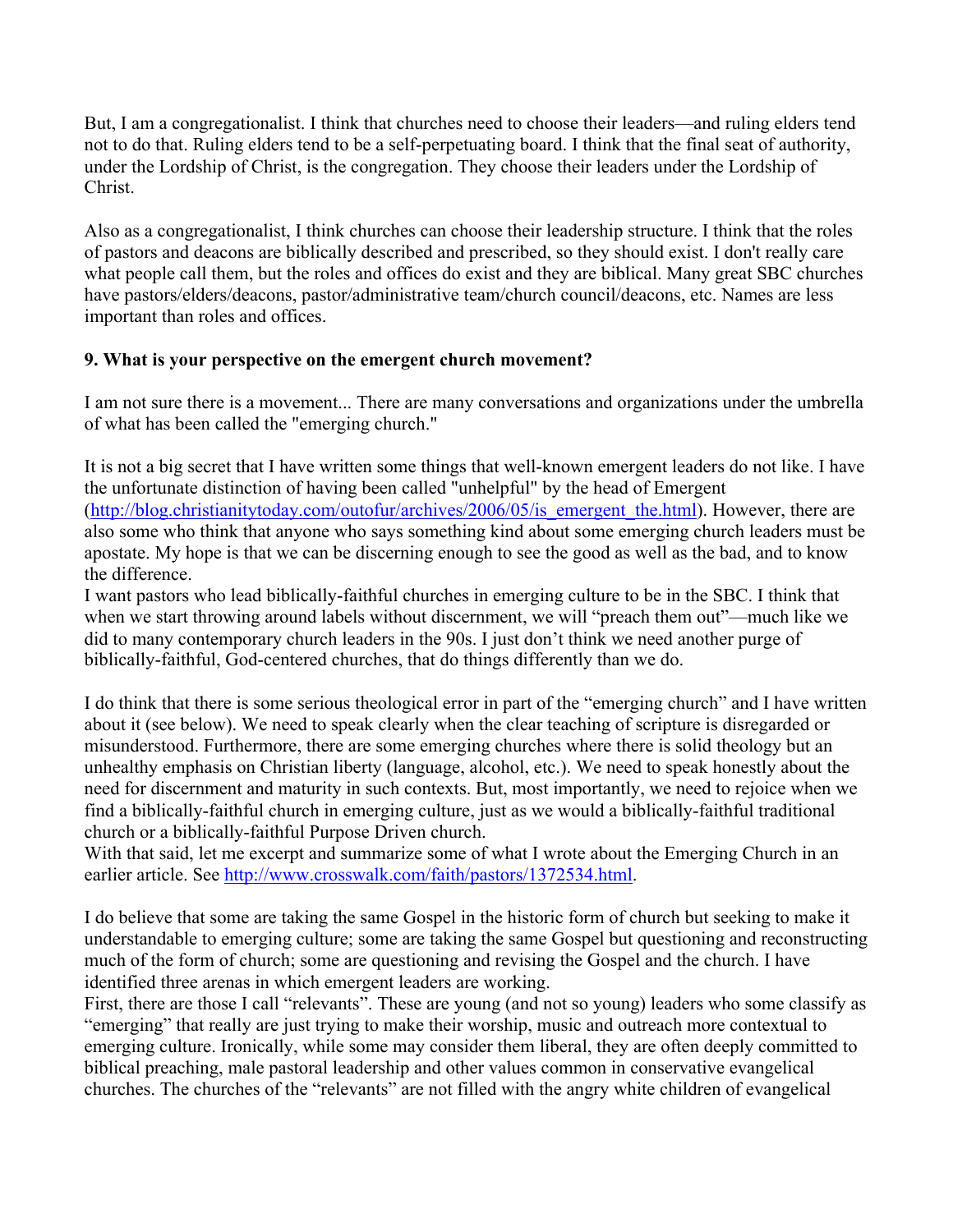But, I am a congregationalist. I think that churches need to choose their leaders—and ruling elders tend not to do that. Ruling elders tend to be a self-perpetuating board. I think that the final seat of authority, under the Lordship of Christ, is the congregation. They choose their leaders under the Lordship of Christ.

Also as a congregationalist, I think churches can choose their leadership structure. I think that the roles of pastors and deacons are biblically described and prescribed, so they should exist. I don't really care what people call them, but the roles and offices do exist and they are biblical. Many great SBC churches have pastors/elders/deacons, pastor/administrative team/church council/deacons, etc. Names are less important than roles and offices.

**9. What is your perspective on the emergent church movement?**

I am not sure there is a movement... There are many conversations and organizations under the umbrella of what has been called the "emerging church."

It is not a big secret that I have written some things that well-known emergent leaders do not like. I have the unfortunate distinction of having been called "unhelpful" by the head of Emergent (http://blog.christianitytoday.com/outofur/archives/2006/05/is_emergent_the.html). However, there are also some who think that anyone who says something kind about some emerging church leaders must be apostate. My hope is that we can be discerning enough to see the good as well as the bad, and to know the difference.

I want pastors who lead biblically-faithful churches in emerging culture to be in the SBC. I think that when we start throwing around labels without discernment, we will "preach them out"—much like we did to many contemporary church leaders in the 90s. I just don't think we need another purge of biblically-faithful, God-centered churches, that do things differently than we do.

I do think that there is some serious theological error in part of the "emerging church" and I have written about it (see below). We need to speak clearly when the clear teaching of scripture is disregarded or misunderstood. Furthermore, there are some emerging churches where there is solid theology but an unhealthy emphasis on Christian liberty (language, alcohol, etc.). We need to speak honestly about the need for discernment and maturity in such contexts. But, most importantly, we need to rejoice when we find a biblically-faithful church in emerging culture, just as we would a biblically-faithful traditional church or a biblically-faithful Purpose Driven church.

With that said, let me excerpt and summarize some of what I wrote about the Emerging Church in an earlier article. See http://www.crosswalk.com/faith/pastors/1372534.html.

I do believe that some are taking the same Gospel in the historic form of church but seeking to make it understandable to emerging culture; some are taking the same Gospel but questioning and reconstructing much of the form of church; some are questioning and revising the Gospel and the church. I have identified three arenas in which emergent leaders are working.

First, there are those I call "relevants". These are young (and not so young) leaders who some classify as "emerging" that really are just trying to make their worship, music and outreach more contextual to emerging culture. Ironically, while some may consider them liberal, they are often deeply committed to biblical preaching, male pastoral leadership and other values common in conservative evangelical churches. The churches of the "relevants" are not filled with the angry white children of evangelical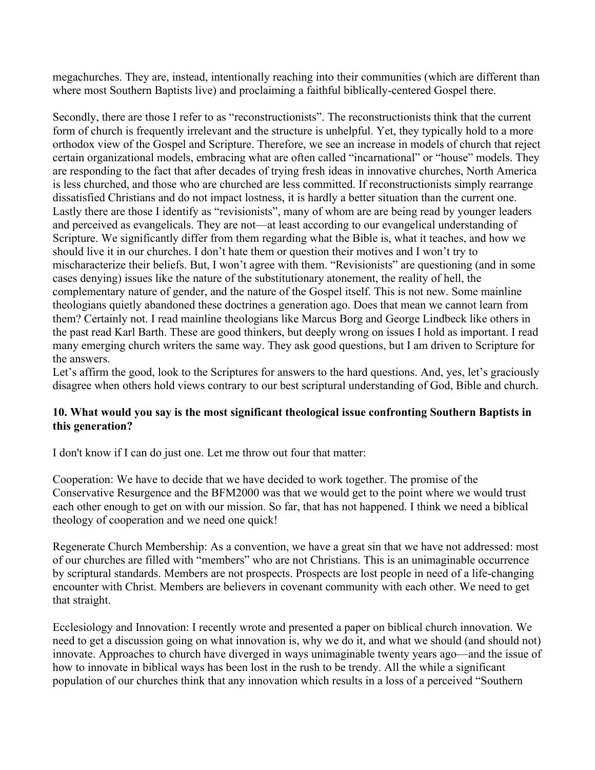megachurches. They are, instead, intentionally reaching into their communities (which are different than where most Southern Baptists live) and proclaiming a faithful biblically-centered Gospel there.

Secondly, there are those I refer to as "reconstructionists". The reconstructionists think that the current form of church is frequently irrelevant and the structure is unhelpful. Yet, they typically hold to a more orthodox view of the Gospel and Scripture. Therefore, we see an increase in models of church that reject certain organizational models, embracing what are often called "incarnational" or "house" models. They are responding to the fact that after decades of trying fresh ideas in innovative churches, North America is less churched, and those who are churched are less committed. If reconstructionists simply rearrange dissatisfied Christians and do not impact lostness, it is hardly a better situation than the current one.
Lastly there are those I identify as "revisionists", many of whom are are being read by younger leaders and perceived as evangelicals. They are not—at least according to our evangelical understanding of Scripture. We significantly differ from them regarding what the Bible is, what it teaches, and how we should live it in our churches. I don't hate them or question their motives and I won't try to mischaracterize their beliefs. But, I won't agree with them. "Revisionists" are questioning (and in some cases denying) issues like the nature of the substitutionary atonement, the reality of hell, the complementary nature of gender, and the nature of the Gospel itself. This is not new. Some mainline theologians quietly abandoned these doctrines a generation ago. Does that mean we cannot learn from them? Certainly not. I read mainline theologians like Marcus Borg and George Lindbeck like others in the past read Karl Barth. These are good thinkers, but deeply wrong on issues I hold as important. I read many emerging church writers the same way. They ask good questions, but I am driven to Scripture for the answers.
Let's affirm the good, look to the Scriptures for answers to the hard questions. And, yes, let's graciously disagree when others hold views contrary to our best scriptural understanding of God, Bible and church.

**10. What would you say is the most significant theological issue confronting Southern Baptists in this generation?**

I don't know if I can do just one. Let me throw out four that matter:

Cooperation: We have to decide that we have decided to work together. The promise of the Conservative Resurgence and the BFM2000 was that we would get to the point where we would trust each other enough to get on with our mission. So far, that has not happened. I think we need a biblical theology of cooperation and we need one quick!

Regenerate Church Membership: As a convention, we have a great sin that we have not addressed: most of our churches are filled with "members" who are not Christians. This is an unimaginable occurrence by scriptural standards. Members are not prospects. Prospects are lost people in need of a life-changing encounter with Christ. Members are believers in covenant community with each other. We need to get that straight.

Ecclesiology and Innovation: I recently wrote and presented a paper on biblical church innovation. We need to get a discussion going on what innovation is, why we do it, and what we should (and should not) innovate. Approaches to church have diverged in ways unimaginable twenty years ago—and the issue of how to innovate in biblical ways has been lost in the rush to be trendy. All the while a significant population of our churches think that any innovation which results in a loss of a perceived "Southern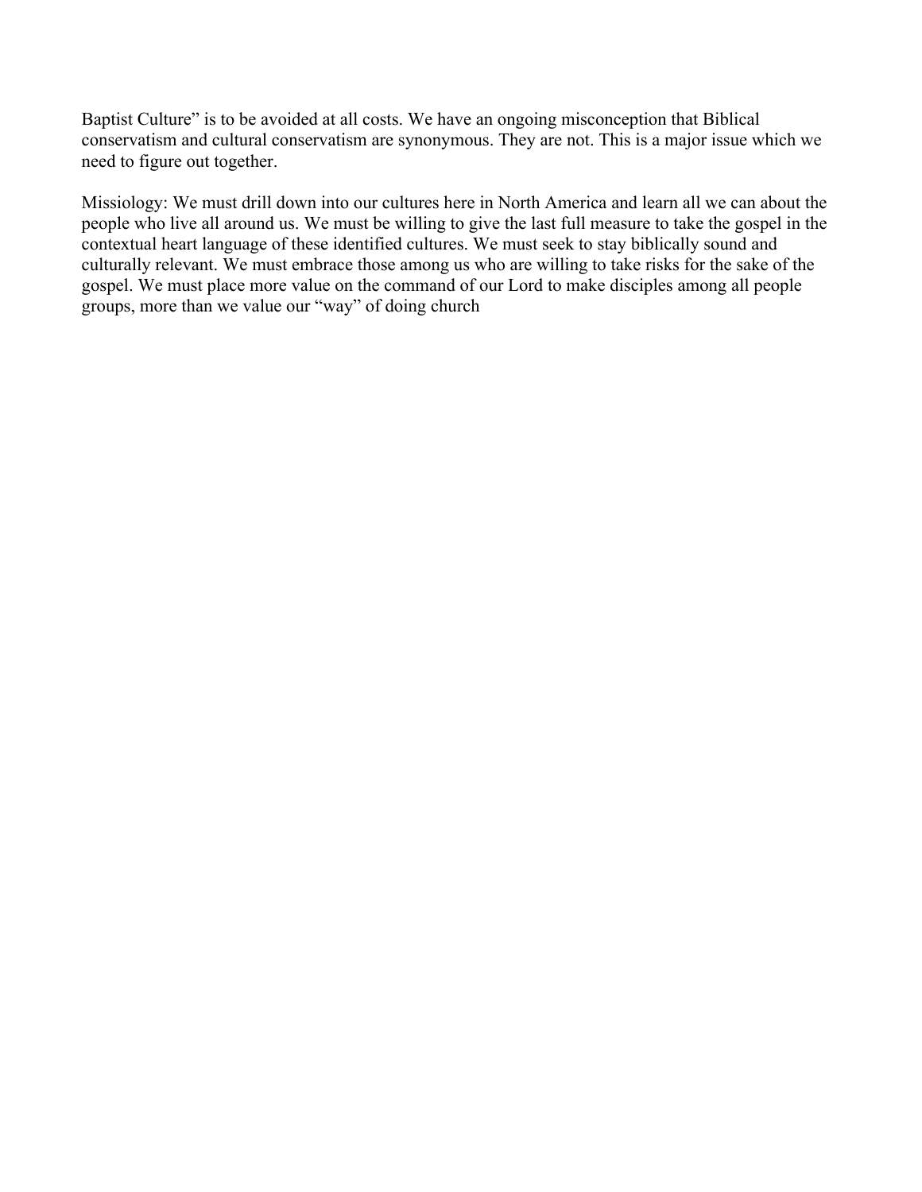Baptist Culture" is to be avoided at all costs. We have an ongoing misconception that Biblical conservatism and cultural conservatism are synonymous. They are not. This is a major issue which we need to figure out together.

Missiology: We must drill down into our cultures here in North America and learn all we can about the people who live all around us. We must be willing to give the last full measure to take the gospel in the contextual heart language of these identified cultures. We must seek to stay biblically sound and culturally relevant. We must embrace those among us who are willing to take risks for the sake of the gospel. We must place more value on the command of our Lord to make disciples among all people groups, more than we value our "way" of doing church